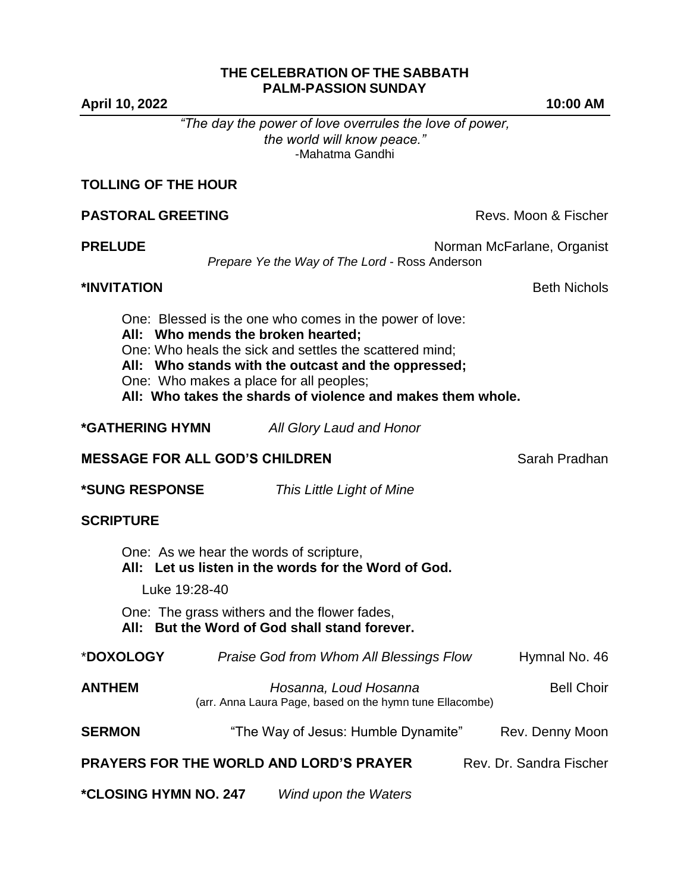# THE CELEBRATION OF THE SABBATH
## PALM-PASSION SUNDAY

**April 10, 2022** **10:00 AM**

*"The day the power of love overrules the love of power, the world will know peace."*
-Mahatma Gandhi

**TOLLING OF THE HOUR**

**PASTORAL GREETING** Revs. Moon & Fischer

**PRELUDE** Norman McFarlane, Organist
*Prepare Ye the Way of The Lord* - Ross Anderson

**\*INVITATION** Beth Nichols

One: Blessed is the one who comes in the power of love:
**All: Who mends the broken hearted;**
One: Who heals the sick and settles the scattered mind;
**All: Who stands with the outcast and the oppressed;**
One: Who makes a place for all peoples;
**All: Who takes the shards of violence and makes them whole.**

**\*GATHERING HYMN** *All Glory Laud and Honor*

**MESSAGE FOR ALL GOD'S CHILDREN** Sarah Pradhan

**\*SUNG RESPONSE** *This Little Light of Mine*

**SCRIPTURE**

One: As we hear the words of scripture,
**All: Let us listen in the words for the Word of God.**

Luke 19:28-40

One: The grass withers and the flower fades,
**All: But the Word of God shall stand forever.**

\***DOXOLOGY** *Praise God from Whom All Blessings Flow* Hymnal No. 46

**ANTHEM** *Hosanna, Loud Hosanna* Bell Choir
(arr. Anna Laura Page, based on the hymn tune Ellacombe)

**SERMON** "The Way of Jesus: Humble Dynamite" Rev. Denny Moon

**PRAYERS FOR THE WORLD AND LORD'S PRAYER** Rev. Dr. Sandra Fischer

**\*CLOSING HYMN NO. 247** *Wind upon the Waters*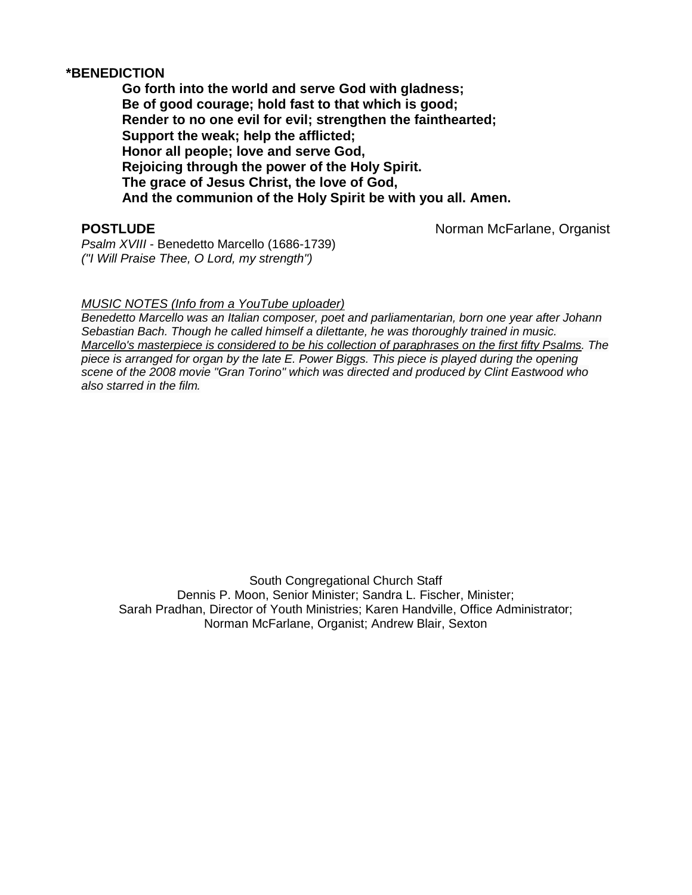**\*BENEDICTION**

**Go forth into the world and serve God with gladness;**
**Be of good courage; hold fast to that which is good;**
**Render to no one evil for evil; strengthen the fainthearted;**
**Support the weak; help the afflicted;**
**Honor all people; love and serve God,**
**Rejoicing through the power of the Holy Spirit.**
**The grace of Jesus Christ, the love of God,**
**And the communion of the Holy Spirit be with you all. Amen.**

**POSTLUDE** Norman McFarlane, Organist

*Psalm XVIII* - Benedetto Marcello (1686-1739)
*("I Will Praise Thee, O Lord, my strength")*

*MUSIC NOTES (Info from a YouTube uploader)*
*Benedetto Marcello was an Italian composer, poet and parliamentarian, born one year after Johann Sebastian Bach. Though he called himself a dilettante, he was thoroughly trained in music. Marcello's masterpiece is considered to be his collection of paraphrases on the first fifty Psalms. The piece is arranged for organ by the late E. Power Biggs. This piece is played during the opening scene of the 2008 movie "Gran Torino" which was directed and produced by Clint Eastwood who also starred in the film.*

South Congregational Church Staff
Dennis P. Moon, Senior Minister; Sandra L. Fischer, Minister;
Sarah Pradhan, Director of Youth Ministries; Karen Handville, Office Administrator;
Norman McFarlane, Organist; Andrew Blair, Sexton